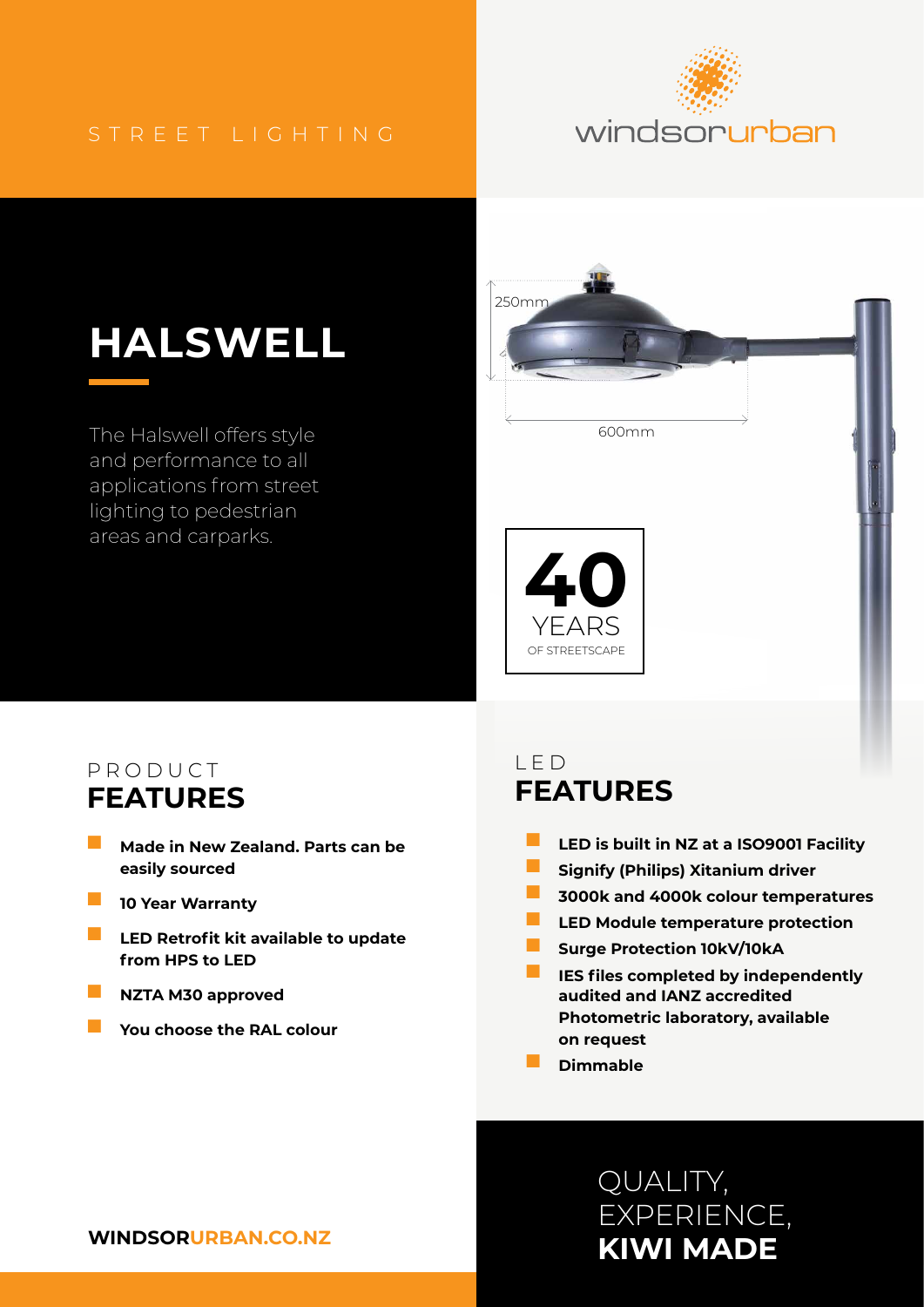STREET LIGHTING

windsorurban

# HALSWELL

The Halswell offers style and performance to all applications from street lighting to pedestrian areas and carparks.

250mm

600mm

**40** YEARS OF STREETSCAPE

## PRODUCT **FEATURES**

- **Made in New Zealand. Parts can be easily sourced**
- **10 Year Warranty**
- **LED Retrofit kit available to update from HPS to LED**
- **NZTA M30 approved**
- **You choose the RAL colour**

## LED **FEATURES**

- **LED is built in NZ at a ISO9001 Facility**
- **Signify (Philips) Xitanium driver**
- **3000k and 4000k colour temperatures**
- **LED Module temperature protection**
- **Surge Protection 10kV/10kA**
- **IES files completed by independently audited and IANZ accredited Photometric laboratory, available on request**
- **Dimmable**

**WINDSORURBAN.CO.NZ**

QUALITY, EXPERIENCE, **KIWI MADE**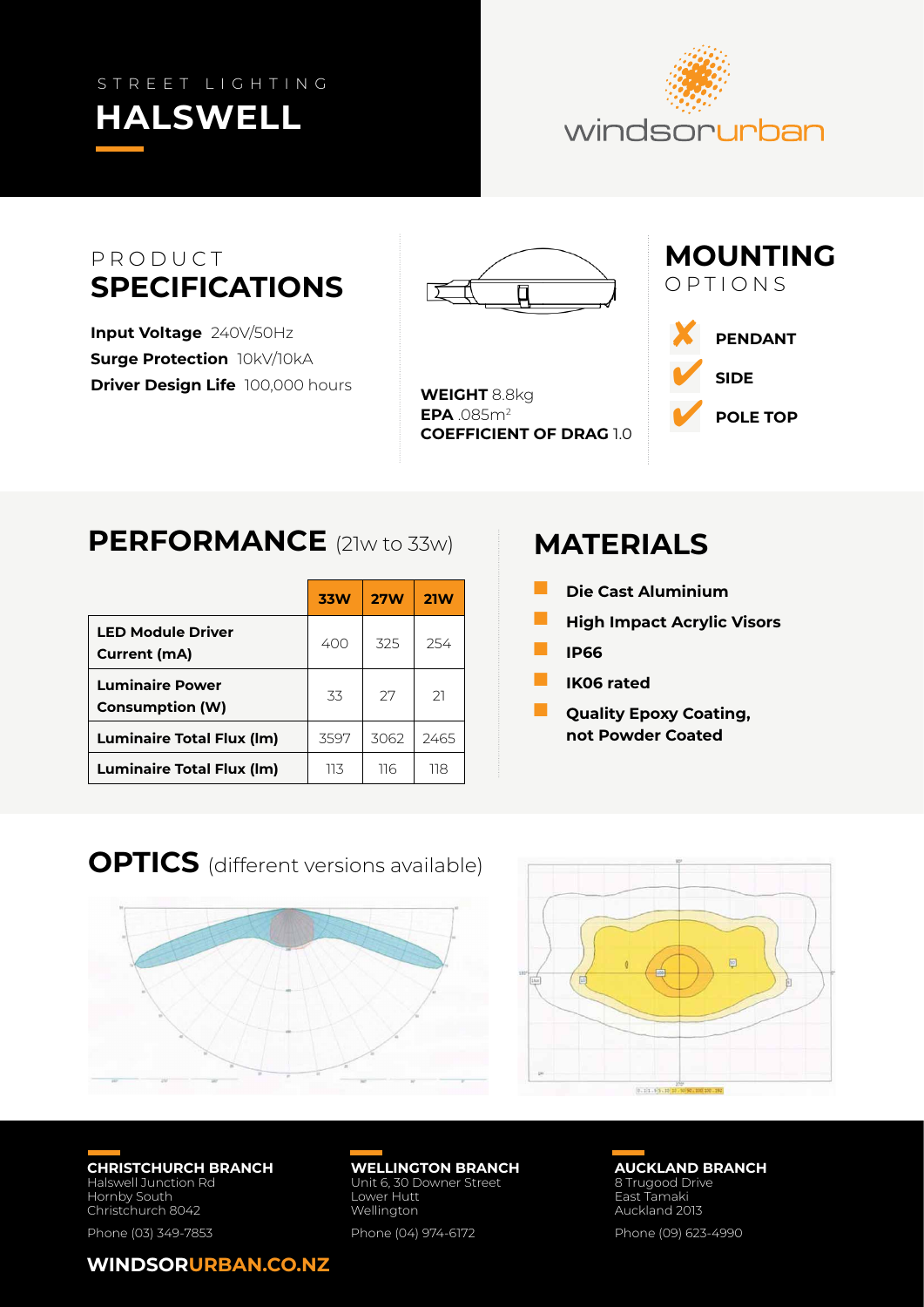STREET LIGHTING

# HALSWELL

windsorurban

## PRODUCT SPECIFICATIONS

**Input Voltage** 240V/50Hz
**Surge Protection** 10kV/10kA
**Driver Design Life** 100,000 hours

**WEIGHT** 8.8kg
**EPA** .085m²
**COEFFICIENT OF DRAG** 1.0

## MOUNTING OPTIONS

- ✗ **PENDANT**
- ✓ **SIDE**
- ✓ **POLE TOP**

## PERFORMANCE (21w to 33w)

| | 33W | 27W | 21W |
|---|---|---|---|
| **LED Module Driver Current (mA)** | 400 | 325 | 254 |
| **Luminaire Power Consumption (W)** | 33 | 27 | 21 |
| **Luminaire Total Flux (lm)** | 3597 | 3062 | 2465 |
| **Luminaire Total Flux (lm)** | 113 | 116 | 118 |

## MATERIALS

- **Die Cast Aluminium**
- **High Impact Acrylic Visors**
- **IP66**
- **IK06 rated**
- **Quality Epoxy Coating, not Powder Coated**

## OPTICS (different versions available)

**CHRISTCHURCH BRANCH**
Halswell Junction Rd
Hornby South
Christchurch 8042
Phone (03) 349-7853

**WELLINGTON BRANCH**
Unit 6, 30 Downer Street
Lower Hutt
Wellington
Phone (04) 974-6172

**AUCKLAND BRANCH**
8 Trugood Drive
East Tamaki
Auckland 2013
Phone (09) 623-4990

**WINDSORURBAN.CO.NZ**